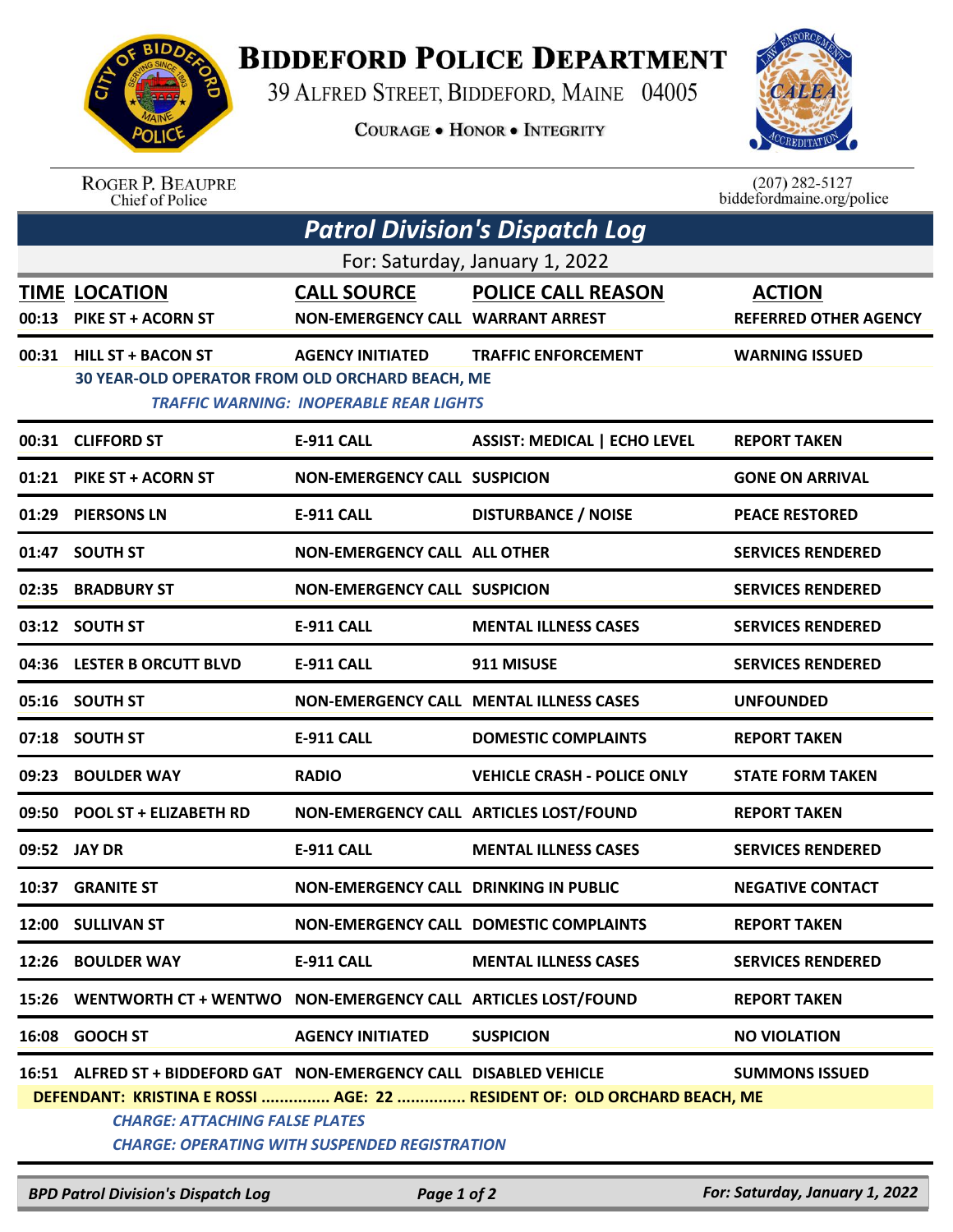# BIDDEFORD POLICE DEPARTMENT

39 ALFRED STREET, BIDDEFORD, MAINE 04005

COURAGE • HONOR • INTEGRITY

ROGER P. BEAUPRE
Chief of Police

(207) 282-5127
biddefordmaine.org/police

## Patrol Division's Dispatch Log

For: Saturday, January 1, 2022

| TIME | LOCATION | CALL SOURCE | POLICE CALL REASON | ACTION |
|---|---|---|---|---|
| 00:13 | PIKE ST + ACORN ST | NON-EMERGENCY CALL | WARRANT ARREST | REFERRED OTHER AGENCY |
| 00:31 | HILL ST + BACON ST | AGENCY INITIATED | TRAFFIC ENFORCEMENT | WARNING ISSUED |
| | 30 YEAR-OLD OPERATOR FROM OLD ORCHARD BEACH, ME<br>*TRAFFIC WARNING: INOPERABLE REAR LIGHTS* | | | |
| 00:31 | CLIFFORD ST | E-911 CALL | ASSIST: MEDICAL \| ECHO LEVEL | REPORT TAKEN |
| 01:21 | PIKE ST + ACORN ST | NON-EMERGENCY CALL | SUSPICION | GONE ON ARRIVAL |
| 01:29 | PIERSONS LN | E-911 CALL | DISTURBANCE / NOISE | PEACE RESTORED |
| 01:47 | SOUTH ST | NON-EMERGENCY CALL | ALL OTHER | SERVICES RENDERED |
| 02:35 | BRADBURY ST | NON-EMERGENCY CALL | SUSPICION | SERVICES RENDERED |
| 03:12 | SOUTH ST | E-911 CALL | MENTAL ILLNESS CASES | SERVICES RENDERED |
| 04:36 | LESTER B ORCUTT BLVD | E-911 CALL | 911 MISUSE | SERVICES RENDERED |
| 05:16 | SOUTH ST | NON-EMERGENCY CALL | MENTAL ILLNESS CASES | UNFOUNDED |
| 07:18 | SOUTH ST | E-911 CALL | DOMESTIC COMPLAINTS | REPORT TAKEN |
| 09:23 | BOULDER WAY | RADIO | VEHICLE CRASH - POLICE ONLY | STATE FORM TAKEN |
| 09:50 | POOL ST + ELIZABETH RD | NON-EMERGENCY CALL | ARTICLES LOST/FOUND | REPORT TAKEN |
| 09:52 | JAY DR | E-911 CALL | MENTAL ILLNESS CASES | SERVICES RENDERED |
| 10:37 | GRANITE ST | NON-EMERGENCY CALL | DRINKING IN PUBLIC | NEGATIVE CONTACT |
| 12:00 | SULLIVAN ST | NON-EMERGENCY CALL | DOMESTIC COMPLAINTS | REPORT TAKEN |
| 12:26 | BOULDER WAY | E-911 CALL | MENTAL ILLNESS CASES | SERVICES RENDERED |
| 15:26 | WENTWORTH CT + WENTWO | NON-EMERGENCY CALL | ARTICLES LOST/FOUND | REPORT TAKEN |
| 16:08 | GOOCH ST | AGENCY INITIATED | SUSPICION | NO VIOLATION |
| 16:51 | ALFRED ST + BIDDEFORD GAT | NON-EMERGENCY CALL | DISABLED VEHICLE | SUMMONS ISSUED |
| | DEFENDANT: KRISTINA E ROSSI ............... AGE: 22 ............... RESIDENT OF: OLD ORCHARD BEACH, ME<br>*CHARGE: ATTACHING FALSE PLATES*<br>*CHARGE: OPERATING WITH SUSPENDED REGISTRATION* | | | |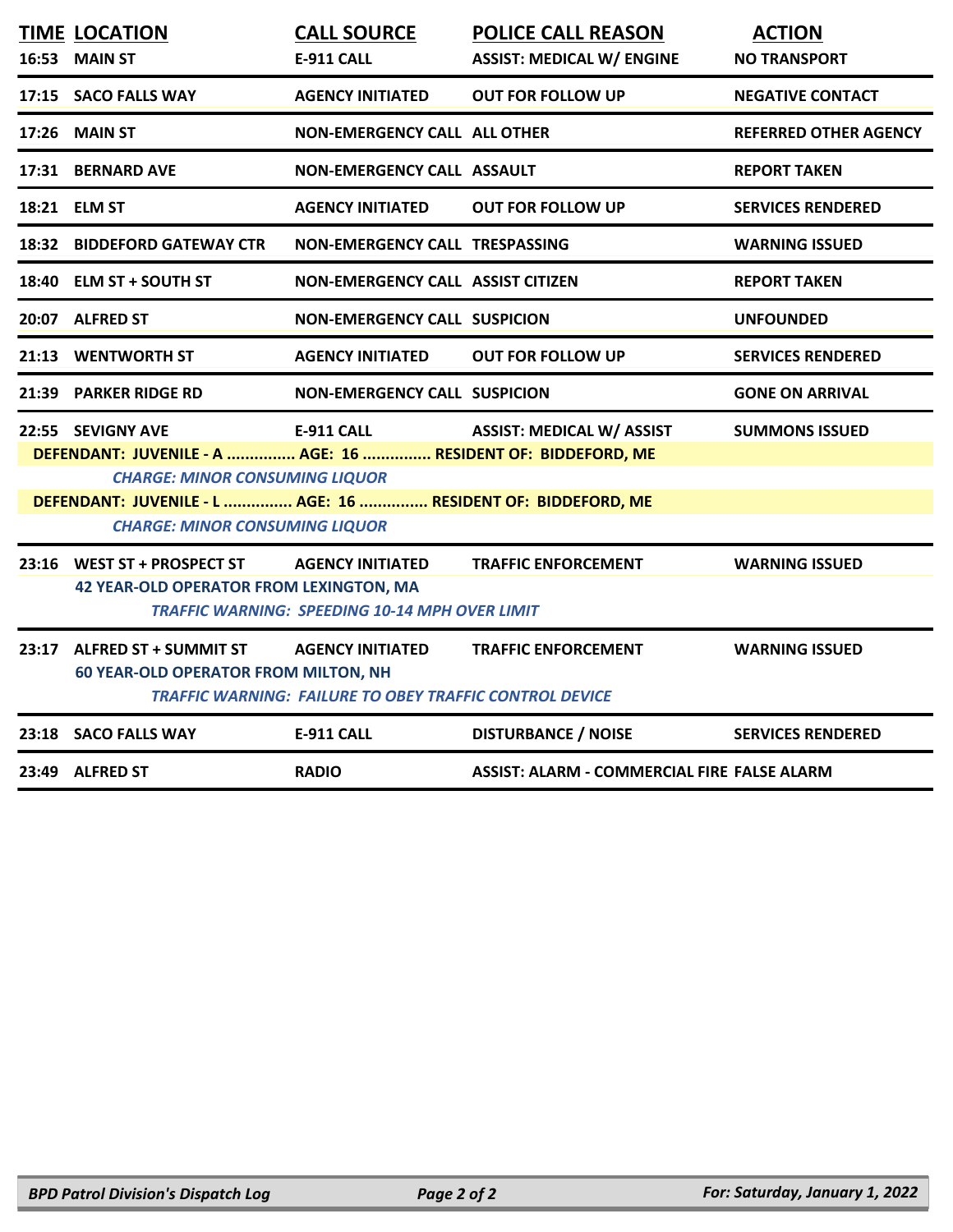| TIME | LOCATION | CALL SOURCE | POLICE CALL REASON | ACTION |
|---|---|---|---|---|
| 16:53 | MAIN ST | E-911 CALL | ASSIST: MEDICAL W/ ENGINE | NO TRANSPORT |
| 17:15 | SACO FALLS WAY | AGENCY INITIATED | OUT FOR FOLLOW UP | NEGATIVE CONTACT |
| 17:26 | MAIN ST | NON-EMERGENCY CALL | ALL OTHER | REFERRED OTHER AGENCY |
| 17:31 | BERNARD AVE | NON-EMERGENCY CALL | ASSAULT | REPORT TAKEN |
| 18:21 | ELM ST | AGENCY INITIATED | OUT FOR FOLLOW UP | SERVICES RENDERED |
| 18:32 | BIDDEFORD GATEWAY CTR | NON-EMERGENCY CALL | TRESPASSING | WARNING ISSUED |
| 18:40 | ELM ST + SOUTH ST | NON-EMERGENCY CALL | ASSIST CITIZEN | REPORT TAKEN |
| 20:07 | ALFRED ST | NON-EMERGENCY CALL | SUSPICION | UNFOUNDED |
| 21:13 | WENTWORTH ST | AGENCY INITIATED | OUT FOR FOLLOW UP | SERVICES RENDERED |
| 21:39 | PARKER RIDGE RD | NON-EMERGENCY CALL | SUSPICION | GONE ON ARRIVAL |
| 22:55 | SEVIGNY AVE | E-911 CALL | ASSIST: MEDICAL W/ ASSIST | SUMMONS ISSUED |

DEFENDANT: JUVENILE - A ............... AGE: 16 ............... RESIDENT OF: BIDDEFORD, ME

*CHARGE: MINOR CONSUMING LIQUOR*

DEFENDANT: JUVENILE - L ............... AGE: 16 ............... RESIDENT OF: BIDDEFORD, ME

*CHARGE: MINOR CONSUMING LIQUOR*

| TIME | LOCATION | CALL SOURCE | POLICE CALL REASON | ACTION |
|---|---|---|---|---|
| 23:16 | WEST ST + PROSPECT ST | AGENCY INITIATED | TRAFFIC ENFORCEMENT | WARNING ISSUED |

42 YEAR-OLD OPERATOR FROM LEXINGTON, MA

*TRAFFIC WARNING: SPEEDING 10-14 MPH OVER LIMIT*

| TIME | LOCATION | CALL SOURCE | POLICE CALL REASON | ACTION |
|---|---|---|---|---|
| 23:17 | ALFRED ST + SUMMIT ST | AGENCY INITIATED | TRAFFIC ENFORCEMENT | WARNING ISSUED |

60 YEAR-OLD OPERATOR FROM MILTON, NH

*TRAFFIC WARNING: FAILURE TO OBEY TRAFFIC CONTROL DEVICE*

| TIME | LOCATION | CALL SOURCE | POLICE CALL REASON | ACTION |
|---|---|---|---|---|
| 23:18 | SACO FALLS WAY | E-911 CALL | DISTURBANCE / NOISE | SERVICES RENDERED |
| 23:49 | ALFRED ST | RADIO | ASSIST: ALARM - COMMERCIAL FIRE | FALSE ALARM |